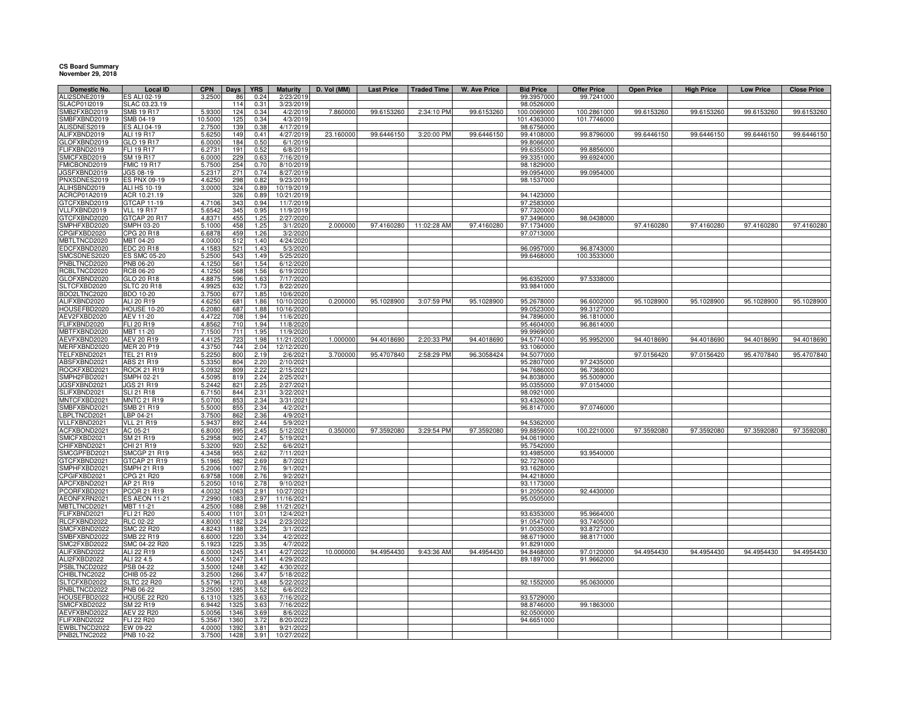**CS Board Summary**
**November 29, 2018**

| Domestic No. | Local ID | CPN | Days | YRS | Maturity | D. Vol (MM) | Last Price | Traded Time | W. Ave Price | Bid Price | Offer Price | Open Price | High Price | Low Price | Close Price |
|---|---|---|---|---|---|---|---|---|---|---|---|---|---|---|---|
| ALI2SDNE2019 | ES ALI 02-19 | 3.2500 | 86 | 0.24 | 2/23/2019 | | | | | 99.3957000 | 99.7241000 | | | | |
| SLACP01I2019 | SLAC 03.23.19 | | 114 | 0.31 | 3/23/2019 | | | | | 98.0526000 | | | | | |
| SMB2FXBD2019 | SMB 19 R17 | 5.9300 | 124 | 0.34 | 4/2/2019 | 7.860000 | 99.6153260 | 2:34:10 PM | 99.6153260 | 100.0069000 | 100.2861000 | 99.6153260 | 99.6153260 | 99.6153260 | 99.6153260 |
| SMBFXBND2019 | SMB 04-19 | 10.5000 | 125 | 0.34 | 4/3/2019 | | | | | 101.4363000 | 101.7746000 | | | | |
| ALISDNES2019 | ES ALI 04-19 | 2.7500 | 139 | 0.38 | 4/17/2019 | | | | | 98.6756000 | | | | | |
| ALIFXBND2019 | ALI 19 R17 | 5.6250 | 149 | 0.41 | 4/27/2019 | 23.160000 | 99.6446150 | 3:20:00 PM | 99.6446150 | 99.4108000 | 99.8796000 | 99.6446150 | 99.6446150 | 99.6446150 | 99.6446150 |
| GLOFXBND2019 | GLO 19 R17 | 6.0000 | 184 | 0.50 | 6/1/2019 | | | | | 99.8066000 | | | | | |
| FLIFXBND2019 | FLI 19 R17 | 6.2731 | 191 | 0.52 | 6/8/2019 | | | | | 99.6355000 | 99.8856000 | | | | |
| SMICFXBD2019 | SM 19 R17 | 6.0000 | 229 | 0.63 | 7/16/2019 | | | | | 99.3351000 | 99.6924000 | | | | |
| FMICBOND2019 | FMIC 19 R17 | 5.7500 | 254 | 0.70 | 8/10/2019 | | | | | 98.1829000 | | | | | |
| JGSFXBND2019 | JGS 08-19 | 5.2317 | 271 | 0.74 | 8/27/2019 | | | | | 99.0954000 | 99.0954000 | | | | |
| PNXSDNES2019 | ES PNX 09-19 | 4.6250 | 298 | 0.82 | 9/23/2019 | | | | | 98.1537000 | | | | | |
| ALIHSBND2019 | ALI HS 10-19 | 3.0000 | 324 | 0.89 | 10/19/2019 | | | | | | | | | | |
| ACRCP01A2019 | ACR 10.21.19 | | 326 | 0.89 | 10/21/2019 | | | | | 94.1423000 | | | | | |
| GTCFXBND2019 | GTCAP 11-19 | 4.7106 | 343 | 0.94 | 11/7/2019 | | | | | 97.2583000 | | | | | |
| VLLFXBND2019 | VLL 19 R17 | 5.6542 | 345 | 0.95 | 11/9/2019 | | | | | 97.7320000 | | | | | |
| GTCFXBND2020 | GTCAP 20 R17 | 4.8371 | 455 | 1.25 | 2/27/2020 | | | | | 97.3496000 | 98.0438000 | | | | |
| SMPHFXBD2020 | SMPH 03-20 | 5.1000 | 458 | 1.25 | 3/1/2020 | 2.000000 | 97.4160280 | 11:02:28 AM | 97.4160280 | 97.1734000 | | 97.4160280 | 97.4160280 | 97.4160280 | 97.4160280 |
| CPGIFXBD2020 | CPG 20 R18 | 6.6878 | 459 | 1.26 | 3/2/2020 | | | | | 97.0713000 | | | | | |
| MBTLTNCD2020 | MBT 04-20 | 4.0000 | 512 | 1.40 | 4/24/2020 | | | | | | | | | | |
| EDCFXBND2020 | EDC 20 R18 | 4.1583 | 521 | 1.43 | 5/3/2020 | | | | | 96.0957000 | 96.8743000 | | | | |
| SMCSDNES2020 | ES SMC 05-20 | 5.2500 | 543 | 1.49 | 5/25/2020 | | | | | 99.6468000 | 100.3533000 | | | | |
| PNBLTNCD2020 | PNB 06-20 | 4.1250 | 561 | 1.54 | 6/12/2020 | | | | | | | | | | |
| RCBLTNCD2020 | RCB 06-20 | 4.1250 | 568 | 1.56 | 6/19/2020 | | | | | | | | | | |
| GLOFXBND2020 | GLO 20 R18 | 4.8875 | 596 | 1.63 | 7/17/2020 | | | | | 96.6352000 | 97.5338000 | | | | |
| SLTCFXBD2020 | SLTC 20 R18 | 4.9925 | 632 | 1.73 | 8/22/2020 | | | | | 93.9841000 | | | | | |
| BDO2LTNC2020 | BDO 10-20 | 3.7500 | 677 | 1.85 | 10/6/2020 | | | | | | | | | | |
| ALIFXBND2020 | ALI 20 R19 | 4.6250 | 681 | 1.86 | 10/10/2020 | 0.200000 | 95.1028900 | 3:07:59 PM | 95.1028900 | 95.2678000 | 96.6002000 | 95.1028900 | 95.1028900 | 95.1028900 | 95.1028900 |
| HOUSEFBD2020 | HOUSE 10-20 | 6.2080 | 687 | 1.88 | 10/16/2020 | | | | | 99.0523000 | 99.3127000 | | | | |
| AEV2FXBD2020 | AEV 11-20 | 4.4722 | 708 | 1.94 | 11/6/2020 | | | | | 94.7896000 | 96.1810000 | | | | |
| FLIFXBND2020 | FLI 20 R19 | 4.8562 | 710 | 1.94 | 11/8/2020 | | | | | 95.4604000 | 96.8614000 | | | | |
| MBTFXBND2020 | MBT 11-20 | 7.1500 | 711 | 1.95 | 11/9/2020 | | | | | 99.9969000 | | | | | |
| AEVFXBND2020 | AEV 20 R19 | 4.4125 | 723 | 1.98 | 11/21/2020 | 1.000000 | 94.4018690 | 2:20:33 PM | 94.4018690 | 94.5774000 | 95.9952000 | 94.4018690 | 94.4018690 | 94.4018690 | 94.4018690 |
| MERFXBND2020 | MER 20 P19 | 4.3750 | 744 | 2.04 | 12/12/2020 | | | | | 93.1060000 | | | | | |
| TELFXBND2021 | TEL 21 R19 | 5.2250 | 800 | 2.19 | 2/6/2021 | 3.700000 | 95.4707840 | 2:58:29 PM | 96.3058424 | 94.5077000 | | 97.0156420 | 97.0156420 | 95.4707840 | 95.4707840 |
| ABSFXBND2021 | ABS 21 R19 | 5.3350 | 804 | 2.20 | 2/10/2021 | | | | | 95.2807000 | 97.2435000 | | | | |
| ROCKFXBD2021 | ROCK 21 R19 | 5.0932 | 809 | 2.22 | 2/15/2021 | | | | | 94.7686000 | 96.7368000 | | | | |
| SMPH2FBD2021 | SMPH 02-21 | 4.5095 | 819 | 2.24 | 2/25/2021 | | | | | 94.8038000 | 95.5009000 | | | | |
| JGSFXBND2021 | JGS 21 R19 | 5.2442 | 821 | 2.25 | 2/27/2021 | | | | | 95.0355000 | 97.0154000 | | | | |
| SLIFXBND2021 | SLI 21 R18 | 6.7150 | 844 | 2.31 | 3/22/2021 | | | | | 98.0921000 | | | | | |
| MNTCFXBD2021 | MNTC 21 R19 | 5.0700 | 853 | 2.34 | 3/31/2021 | | | | | 93.4326000 | | | | | |
| SMBFXBND2021 | SMB 21 R19 | 5.5000 | 855 | 2.34 | 4/2/2021 | | | | | 96.8147000 | 97.0746000 | | | | |
| LBPLTNCD2021 | LBP 04-21 | 3.7500 | 862 | 2.36 | 4/9/2021 | | | | | | | | | | |
| VLLFXBND2021 | VLL 21 R19 | 5.9437 | 892 | 2.44 | 5/9/2021 | | | | | 94.5362000 | | | | | |
| ACFXBOND2021 | AC 05-21 | 6.8000 | 895 | 2.45 | 5/12/2021 | 0.350000 | 97.3592080 | 3:29:54 PM | 97.3592080 | 99.8859000 | 100.2210000 | 97.3592080 | 97.3592080 | 97.3592080 | 97.3592080 |
| SMICFXBD2021 | SM 21 R19 | 5.2958 | 902 | 2.47 | 5/19/2021 | | | | | 94.0619000 | | | | | |
| CHIFXBND2021 | CHI 21 R19 | 5.3200 | 920 | 2.52 | 6/6/2021 | | | | | 95.7542000 | | | | | |
| SMCGPFBD2021 | SMCGP 21 R19 | 4.3458 | 955 | 2.62 | 7/11/2021 | | | | | 93.4985000 | 93.9540000 | | | | |
| GTCFXBND2021 | GTCAP 21 R19 | 5.1965 | 982 | 2.69 | 8/7/2021 | | | | | 92.7276000 | | | | | |
| SMPHFXBD2021 | SMPH 21 R19 | 5.2006 | 1007 | 2.76 | 9/1/2021 | | | | | 93.1628000 | | | | | |
| CPGIFXBD2021 | CPG 21 R20 | 6.9758 | 1008 | 2.76 | 9/2/2021 | | | | | 94.4218000 | | | | | |
| APCFXBND2021 | AP 21 R19 | 5.2050 | 1016 | 2.78 | 9/10/2021 | | | | | 93.1173000 | | | | | |
| PCORFXBD2021 | PCOR 21 R19 | 4.0032 | 1063 | 2.91 | 10/27/2021 | | | | | 91.2050000 | 92.4430000 | | | | |
| AEONFXRN2021 | ES AEON 11-21 | 7.2990 | 1083 | 2.97 | 11/16/2021 | | | | | 95.0505000 | | | | | |
| MBTLTNCD2021 | MBT 11-21 | 4.2500 | 1088 | 2.98 | 11/21/2021 | | | | | | | | | | |
| FLIFXBND2021 | FLI 21 R20 | 5.4000 | 1101 | 3.01 | 12/4/2021 | | | | | 93.6353000 | 95.9664000 | | | | |
| RLCFXBND2022 | RLC 02-22 | 4.8000 | 1182 | 3.24 | 2/23/2022 | | | | | 91.0547000 | 93.7405000 | | | | |
| SMCFXBND2022 | SMC 22 R20 | 4.8243 | 1188 | 3.25 | 3/1/2022 | | | | | 91.0035000 | 93.8727000 | | | | |
| SMBFXBND2022 | SMB 22 R19 | 6.6000 | 1220 | 3.34 | 4/2/2022 | | | | | 98.6719000 | 98.8171000 | | | | |
| SMC2FXBD2022 | SMC 04-22 R20 | 5.1923 | 1225 | 3.35 | 4/7/2022 | | | | | 91.8291000 | | | | | |
| ALIFXBND2022 | ALI 22 R19 | 6.0000 | 1245 | 3.41 | 4/27/2022 | 10.000000 | 94.4954430 | 9:43:36 AM | 94.4954430 | 94.8468000 | 97.0120000 | 94.4954430 | 94.4954430 | 94.4954430 | 94.4954430 |
| ALI2FXBD2022 | ALI 22 4.5 | 4.5000 | 1247 | 3.41 | 4/29/2022 | | | | | 89.1897000 | 91.9662000 | | | | |
| PSBLTNCD2022 | PSB 04-22 | 3.5000 | 1248 | 3.42 | 4/30/2022 | | | | | | | | | | |
| CHIBLTNC2022 | CHIB 05-22 | 3.2500 | 1266 | 3.47 | 5/18/2022 | | | | | | | | | | |
| SLTCFXBD2022 | SLTC 22 R20 | 5.5796 | 1270 | 3.48 | 5/22/2022 | | | | | 92.1552000 | 95.0630000 | | | | |
| PNBLTNCD2022 | PNB 06-22 | 3.2500 | 1285 | 3.52 | 6/6/2022 | | | | | | | | | | |
| HOUSEFBD2022 | HOUSE 22 R20 | 6.1310 | 1325 | 3.63 | 7/16/2022 | | | | | 93.5729000 | | | | | |
| SMICFXBD2022 | SM 22 R19 | 6.9442 | 1325 | 3.63 | 7/16/2022 | | | | | 98.8746000 | 99.1863000 | | | | |
| AEVFXBND2022 | AEV 22 R20 | 5.0056 | 1346 | 3.69 | 8/6/2022 | | | | | 92.0500000 | | | | | |
| FLIFXBND2022 | FLI 22 R20 | 5.3567 | 1360 | 3.72 | 8/20/2022 | | | | | 94.6651000 | | | | | |
| EWBLTNCD2022 | EW 09-22 | 4.0000 | 1392 | 3.81 | 9/21/2022 | | | | | | | | | | |
| PNB2LTNC2022 | PNB 10-22 | 3.7500 | 1428 | 3.91 | 10/27/2022 | | | | | | | | | | |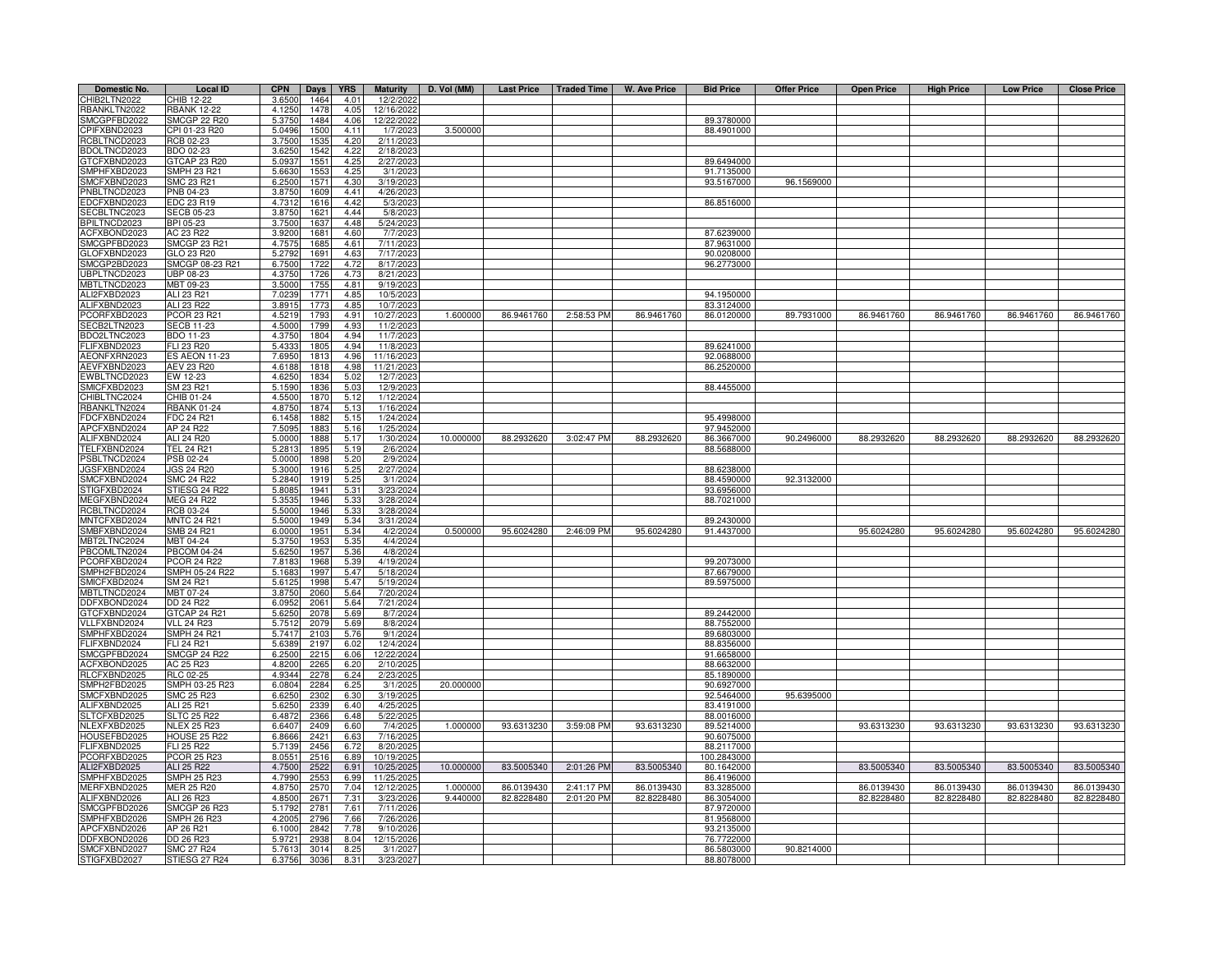| Domestic No. | Local ID | CPN | Days | YRS | Maturity | D. Vol (MM) | Last Price | Traded Time | W. Ave Price | Bid Price | Offer Price | Open Price | High Price | Low Price | Close Price |
|---|---|---|---|---|---|---|---|---|---|---|---|---|---|---|---|
| CHIB2LTN2022 | CHIB 12-22 | 3.6500 | 1464 | 4.01 | 12/2/2022 | | | | | | | | | | |
| RBANKLTN2022 | RBANK 12-22 | 4.1250 | 1478 | 4.05 | 12/16/2022 | | | | | | | | | | |
| SMCGPFBD2022 | SMCGP 22 R20 | 5.3750 | 1484 | 4.06 | 12/22/2022 | | | | | 89.3780000 | | | | | |
| CPIFXBND2023 | CPI 01-23 R20 | 5.0496 | 1500 | 4.11 | 1/7/2023 | 3.500000 | | | | 88.4901000 | | | | | |
| RCBLTNCD2023 | RCB 02-23 | 3.7500 | 1535 | 4.20 | 2/11/2023 | | | | | | | | | | |
| BDOLTNCD2023 | BDO 02-23 | 3.6250 | 1542 | 4.22 | 2/18/2023 | | | | | | | | | | |
| GTCFXBND2023 | GTCAP 23 R20 | 5.0937 | 1551 | 4.25 | 2/27/2023 | | | | | 89.6494000 | | | | | |
| SMPHFXBD2023 | SMPH 23 R21 | 5.6630 | 1553 | 4.25 | 3/1/2023 | | | | | 91.7135000 | | | | | |
| SMCFXBND2023 | SMC 23 R21 | 6.2500 | 1571 | 4.30 | 3/19/2023 | | | | | 93.5167000 | 96.1569000 | | | | |
| PNBLTNCD2023 | PNB 04-23 | 3.8750 | 1609 | 4.41 | 4/26/2023 | | | | | | | | | | |
| EDCFXBND2023 | EDC 23 R19 | 4.7312 | 1616 | 4.42 | 5/3/2023 | | | | | 86.8516000 | | | | | |
| SECBLTNC2023 | SECB 05-23 | 3.8750 | 1621 | 4.44 | 5/8/2023 | | | | | | | | | | |
| BPILTNCD2023 | BPI 05-23 | 3.7500 | 1637 | 4.48 | 5/24/2023 | | | | | | | | | | |
| ACFXBOND2023 | AC 23 R22 | 3.9200 | 1681 | 4.60 | 7/7/2023 | | | | | 87.6239000 | | | | | |
| SMCGPFBD2023 | SMCGP 23 R21 | 4.7575 | 1685 | 4.61 | 7/11/2023 | | | | | 87.9631000 | | | | | |
| GLOFXBND2023 | GLO 23 R20 | 5.2792 | 1691 | 4.63 | 7/17/2023 | | | | | 90.0208000 | | | | | |
| SMCGP2BD2023 | SMCGP 08-23 R21 | 6.7500 | 1722 | 4.72 | 8/17/2023 | | | | | 96.2773000 | | | | | |
| UBPLTNCD2023 | UBP 08-23 | 4.3750 | 1726 | 4.73 | 8/21/2023 | | | | | | | | | | |
| MBTLTNCD2023 | MBT 09-23 | 3.5000 | 1755 | 4.81 | 9/19/2023 | | | | | | | | | | |
| ALI2FXBD2023 | ALI 23 R21 | 7.0239 | 1771 | 4.85 | 10/5/2023 | | | | | 94.1950000 | | | | | |
| ALIFXBND2023 | ALI 23 R22 | 3.8915 | 1773 | 4.85 | 10/7/2023 | | | | | 83.3124000 | | | | | |
| PCORFXBD2023 | PCOR 23 R21 | 4.5219 | 1793 | 4.91 | 10/27/2023 | 1.600000 | 86.9461760 | 2:58:53 PM | 86.9461760 | 86.0120000 | 89.7931000 | 86.9461760 | 86.9461760 | 86.9461760 | 86.9461760 |
| SECB2LTN2023 | SECB 11-23 | 4.5000 | 1799 | 4.93 | 11/2/2023 | | | | | | | | | | |
| BDO2LTNC2023 | BDO 11-23 | 4.3750 | 1804 | 4.94 | 11/7/2023 | | | | | | | | | | |
| FLIFXBND2023 | FLI 23 R20 | 5.4333 | 1805 | 4.94 | 11/8/2023 | | | | | 89.6241000 | | | | | |
| AEONFXRN2023 | ES AEON 11-23 | 7.6950 | 1813 | 4.96 | 11/16/2023 | | | | | 92.0688000 | | | | | |
| AEVFXBND2023 | AEV 23 R20 | 4.6188 | 1818 | 4.98 | 11/21/2023 | | | | | 86.2520000 | | | | | |
| EWBLTNCD2023 | EW 12-23 | 4.6250 | 1834 | 5.02 | 12/7/2023 | | | | | | | | | | |
| SMICFXBD2023 | SM 23 R21 | 5.1590 | 1836 | 5.03 | 12/9/2023 | | | | | 88.4455000 | | | | | |
| CHIBLTNC2024 | CHIB 01-24 | 4.5500 | 1870 | 5.12 | 1/12/2024 | | | | | | | | | | |
| RBANKLTN2024 | RBANK 01-24 | 4.8750 | 1874 | 5.13 | 1/16/2024 | | | | | | | | | | |
| FDCFXBND2024 | FDC 24 R21 | 6.1458 | 1882 | 5.15 | 1/24/2024 | | | | | 95.4998000 | | | | | |
| APCFXBND2024 | AP 24 R22 | 7.5095 | 1883 | 5.16 | 1/25/2024 | | | | | 97.9452000 | | | | | |
| ALIFXBND2024 | ALI 24 R20 | 5.0000 | 1888 | 5.17 | 1/30/2024 | 10.000000 | 88.2932620 | 3:02:47 PM | 88.2932620 | 86.3667000 | 90.2496000 | 88.2932620 | 88.2932620 | 88.2932620 | 88.2932620 |
| TELFXBND2024 | TEL 24 R21 | 5.2813 | 1895 | 5.19 | 2/6/2024 | | | | | 88.5688000 | | | | | |
| PSBLTNCD2024 | PSB 02-24 | 5.0000 | 1898 | 5.20 | 2/9/2024 | | | | | | | | | | |
| JGSFXBND2024 | JGS 24 R20 | 5.3000 | 1916 | 5.25 | 2/27/2024 | | | | | 88.6238000 | | | | | |
| SMCFXBND2024 | SMC 24 R22 | 5.2840 | 1919 | 5.25 | 3/1/2024 | | | | | 88.4590000 | 92.3132000 | | | | |
| STIGFXBD2024 | STIESG 24 R22 | 5.8085 | 1941 | 5.31 | 3/23/2024 | | | | | 93.6956000 | | | | | |
| MEGFXBND2024 | MEG 24 R22 | 5.3535 | 1946 | 5.33 | 3/28/2024 | | | | | 88.7021000 | | | | | |
| RCBLTNCD2024 | RCB 03-24 | 5.5000 | 1946 | 5.33 | 3/28/2024 | | | | | | | | | | |
| MNTCFXBD2024 | MNTC 24 R21 | 5.5000 | 1949 | 5.34 | 3/31/2024 | | | | | 89.2430000 | | | | | |
| SMBFXBND2024 | SMB 24 R21 | 6.0000 | 1951 | 5.34 | 4/2/2024 | 0.500000 | 95.6024280 | 2:46:09 PM | 95.6024280 | 91.4437000 | | 95.6024280 | 95.6024280 | 95.6024280 | 95.6024280 |
| MBT2LTNC2024 | MBT 04-24 | 5.3750 | 1953 | 5.35 | 4/4/2024 | | | | | | | | | | |
| PBCOMLTN2024 | PBCOM 04-24 | 5.6250 | 1957 | 5.36 | 4/8/2024 | | | | | | | | | | |
| PCORFXBD2024 | PCOR 24 R22 | 7.8183 | 1968 | 5.39 | 4/19/2024 | | | | | 99.2073000 | | | | | |
| SMPH2FBD2024 | SMPH 05-24 R22 | 5.1683 | 1997 | 5.47 | 5/18/2024 | | | | | 87.6679000 | | | | | |
| SMICFXBD2024 | SM 24 R21 | 5.6125 | 1998 | 5.47 | 5/19/2024 | | | | | 89.5975000 | | | | | |
| MBTLTNCD2024 | MBT 07-24 | 3.8750 | 2060 | 5.64 | 7/20/2024 | | | | | | | | | | |
| DDFXBOND2024 | DD 24 R22 | 6.0952 | 2061 | 5.64 | 7/21/2024 | | | | | | | | | | |
| GTCFXBND2024 | GTCAP 24 R21 | 5.6250 | 2078 | 5.69 | 8/7/2024 | | | | | 89.2442000 | | | | | |
| VLLFXBND2024 | VLL 24 R23 | 5.7512 | 2079 | 5.69 | 8/8/2024 | | | | | 88.7552000 | | | | | |
| SMPHFXBD2024 | SMPH 24 R21 | 5.7417 | 2103 | 5.76 | 9/1/2024 | | | | | 89.6803000 | | | | | |
| FLIFXBND2024 | FLI 24 R21 | 5.6389 | 2197 | 6.02 | 12/4/2024 | | | | | 88.8356000 | | | | | |
| SMCGPFBD2024 | SMCGP 24 R22 | 6.2500 | 2215 | 6.06 | 12/22/2024 | | | | | 91.6658000 | | | | | |
| ACFXBOND2025 | AC 25 R23 | 4.8200 | 2265 | 6.20 | 2/10/2025 | | | | | 88.6632000 | | | | | |
| RLCFXBND2025 | RLC 02-25 | 4.9344 | 2278 | 6.24 | 2/23/2025 | | | | | 85.1890000 | | | | | |
| SMPH2FBD2025 | SMPH 03-25 R23 | 6.0804 | 2284 | 6.25 | 3/1/2025 | 20.000000 | | | | 90.6927000 | | | | | |
| SMCFXBND2025 | SMC 25 R23 | 6.6250 | 2302 | 6.30 | 3/19/2025 | | | | | 92.5464000 | 95.6395000 | | | | |
| ALIFXBND2025 | ALI 25 R21 | 5.6250 | 2339 | 6.40 | 4/25/2025 | | | | | 83.4191000 | | | | | |
| SLTCFXBD2025 | SLTC 25 R22 | 6.4872 | 2366 | 6.48 | 5/22/2025 | | | | | 88.0016000 | | | | | |
| NLEXFXBD2025 | NLEX 25 R23 | 6.6407 | 2409 | 6.60 | 7/4/2025 | 1.000000 | 93.6313230 | 3:59:08 PM | 93.6313230 | 89.5214000 | | 93.6313230 | 93.6313230 | 93.6313230 | 93.6313230 |
| HOUSEFBD2025 | HOUSE 25 R22 | 6.8666 | 2421 | 6.63 | 7/16/2025 | | | | | 90.6075000 | | | | | |
| FLIFXBND2025 | FLI 25 R22 | 5.7139 | 2456 | 6.72 | 8/20/2025 | | | | | 88.2117000 | | | | | |
| PCORFXBD2025 | PCOR 25 R23 | 8.0551 | 2516 | 6.89 | 10/19/2025 | | | | | 100.2843000 | | | | | |
| ALI2FXBD2025 | ALI 25 R22 | 4.7500 | 2522 | 6.91 | 10/25/2025 | 10.000000 | 83.5005340 | 2:01:26 PM | 83.5005340 | 80.1642000 | | 83.5005340 | 83.5005340 | 83.5005340 | 83.5005340 |
| SMPHFXBD2025 | SMPH 25 R23 | 4.7990 | 2553 | 6.99 | 11/25/2025 | | | | | 86.4196000 | | | | | |
| MERFXBND2025 | MER 25 R20 | 4.8750 | 2570 | 7.04 | 12/12/2025 | 1.000000 | 86.0139430 | 2:41:17 PM | 86.0139430 | 83.3285000 | | 86.0139430 | 86.0139430 | 86.0139430 | 86.0139430 |
| ALIFXBND2026 | ALI 26 R23 | 4.8500 | 2671 | 7.31 | 3/23/2026 | 9.440000 | 82.8228480 | 2:01:20 PM | 82.8228480 | 86.3054000 | | 82.8228480 | 82.8228480 | 82.8228480 | 82.8228480 |
| SMCGPFBD2026 | SMCGP 26 R23 | 5.1792 | 2781 | 7.61 | 7/11/2026 | | | | | 87.9720000 | | | | | |
| SMPHFXBD2026 | SMPH 26 R23 | 4.2005 | 2796 | 7.66 | 7/26/2026 | | | | | 81.9568000 | | | | | |
| APCFXBND2026 | AP 26 R21 | 6.1000 | 2842 | 7.78 | 9/10/2026 | | | | | 93.2135000 | | | | | |
| DDFXBOND2026 | DD 26 R23 | 5.9721 | 2938 | 8.04 | 12/15/2026 | | | | | 76.7722000 | | | | | |
| SMCFXBND2027 | SMC 27 R24 | 5.7613 | 3014 | 8.25 | 3/1/2027 | | | | | 86.5803000 | 90.8214000 | | | | |
| STIGFXBD2027 | STIESG 27 R24 | 6.3756 | 3036 | 8.31 | 3/23/2027 | | | | | 88.8078000 | | | | | |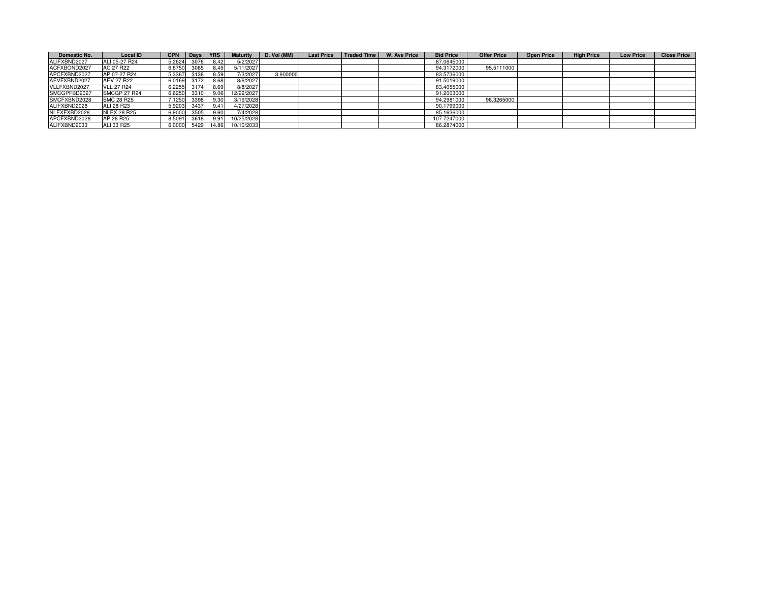| Domestic No. | Local ID | CPN | Days | YRS | Maturity | D. Vol (MM) | Last Price | Traded Time | W. Ave Price | Bid Price | Offer Price | Open Price | High Price | Low Price | Close Price |
|---|---|---|---|---|---|---|---|---|---|---|---|---|---|---|---|
| ALIFXBND2027 | ALI 05-27 R24 | 5.2624 | 3076 | 8.42 | 5/2/2027 | | | | | 87.0645000 | | | | | |
| ACFXBOND2027 | AC 27 R22 | 6.8750 | 3085 | 8.45 | 5/11/2027 | | | | | 94.3172000 | 95.5111000 | | | | |
| APCFXBND2027 | AP 07-27 R24 | 5.3367 | 3138 | 8.59 | 7/3/2027 | 3.900000 | | | | 83.5736000 | | | | | |
| AEVFXBND2027 | AEV 27 R22 | 6.0169 | 3172 | 8.68 | 8/6/2027 | | | | | 91.5019000 | | | | | |
| VLLFXBND2027 | VLL 27 R24 | 6.2255 | 3174 | 8.69 | 8/8/2027 | | | | | 83.4055000 | | | | | |
| SMCGPFBD2027 | SMCGP 27 R24 | 6.6250 | 3310 | 9.06 | 12/22/2027 | | | | | 91.2003000 | | | | | |
| SMCFXBND2028 | SMC 28 R25 | 7.1250 | 3398 | 9.30 | 3/19/2028 | | | | | 94.2981000 | 98.3265000 | | | | |
| ALIFXBND2028 | ALI 28 R23 | 5.9203 | 3437 | 9.41 | 4/27/2028 | | | | | 90.1799000 | | | | | |
| NLEXFXBD2028 | NLEX 28 R25 | 6.9000 | 3505 | 9.60 | 7/4/2028 | | | | | 85.1636000 | | | | | |
| APCFXBND2028 | AP 28 R25 | 8.5091 | 3618 | 9.91 | 10/25/2028 | | | | | 107.7247000 | | | | | |
| ALIFXBND2033 | ALI 33 R25 | 6.0000 | 5429 | 14.86 | 10/10/2033 | | | | | 86.2874000 | | | | | |